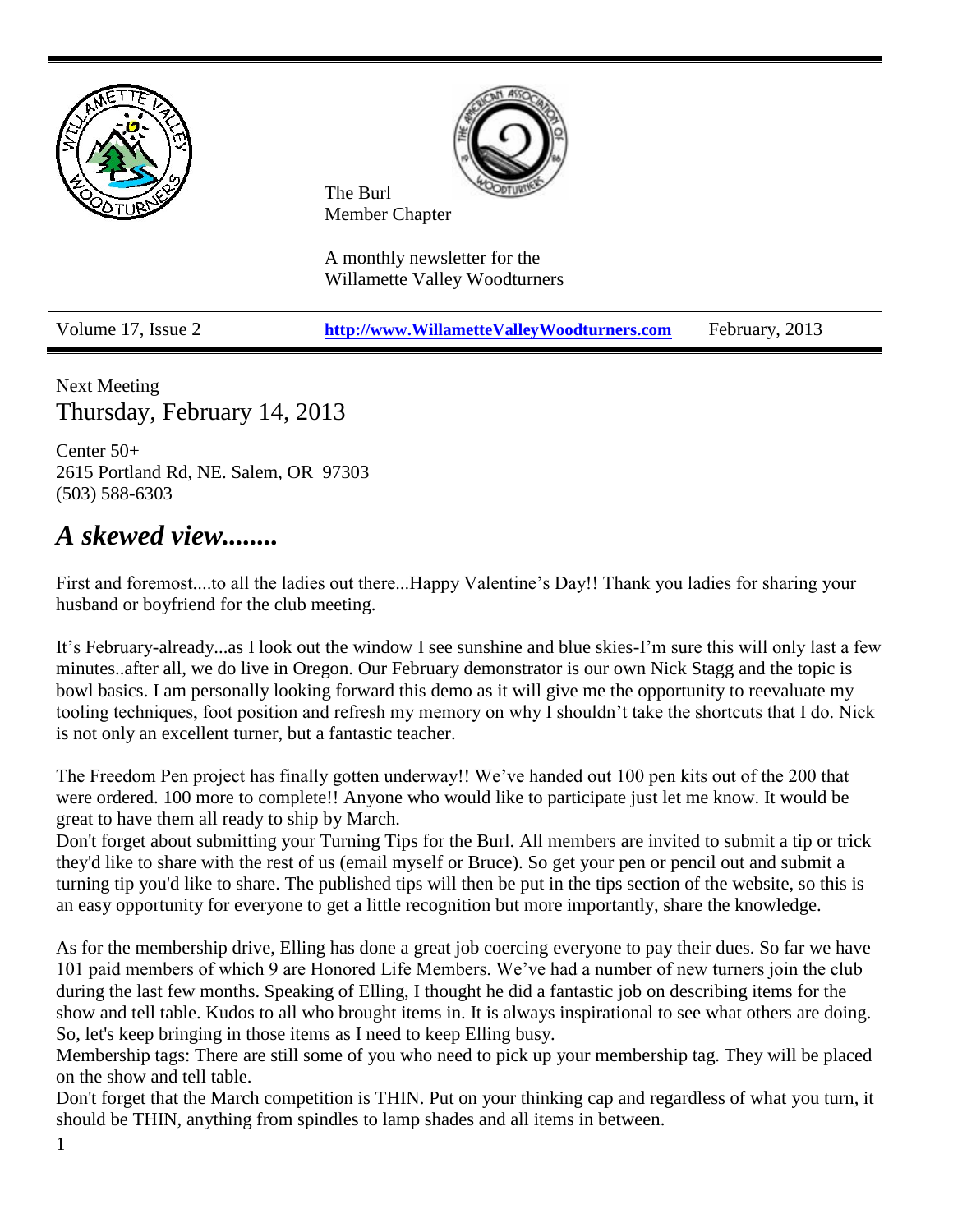The Burl
Member Chapter

A monthly newsletter for the
Willamette Valley Woodturners

| Volume 17, Issue 2 | http://www.WillametteValleyWoodturners.com | February, 2013 |
| --- | --- | --- |

Next Meeting
Thursday, February 14, 2013

Center 50+
2615 Portland Rd, NE. Salem, OR 97303
(503) 588-6303

## *A skewed view........*

First and foremost....to all the ladies out there...Happy Valentine's Day!! Thank you ladies for sharing your husband or boyfriend for the club meeting.

It's February-already...as I look out the window I see sunshine and blue skies-I'm sure this will only last a few minutes..after all, we do live in Oregon. Our February demonstrator is our own Nick Stagg and the topic is bowl basics. I am personally looking forward this demo as it will give me the opportunity to reevaluate my tooling techniques, foot position and refresh my memory on why I shouldn't take the shortcuts that I do. Nick is not only an excellent turner, but a fantastic teacher.

The Freedom Pen project has finally gotten underway!! We've handed out 100 pen kits out of the 200 that were ordered. 100 more to complete!! Anyone who would like to participate just let me know. It would be great to have them all ready to ship by March.

Don't forget about submitting your Turning Tips for the Burl. All members are invited to submit a tip or trick they'd like to share with the rest of us (email myself or Bruce). So get your pen or pencil out and submit a turning tip you'd like to share. The published tips will then be put in the tips section of the website, so this is an easy opportunity for everyone to get a little recognition but more importantly, share the knowledge.

As for the membership drive, Elling has done a great job coercing everyone to pay their dues. So far we have 101 paid members of which 9 are Honored Life Members. We've had a number of new turners join the club during the last few months. Speaking of Elling, I thought he did a fantastic job on describing items for the show and tell table. Kudos to all who brought items in. It is always inspirational to see what others are doing. So, let's keep bringing in those items as I need to keep Elling busy.

Membership tags: There are still some of you who need to pick up your membership tag. They will be placed on the show and tell table.

Don't forget that the March competition is THIN. Put on your thinking cap and regardless of what you turn, it should be THIN, anything from spindles to lamp shades and all items in between.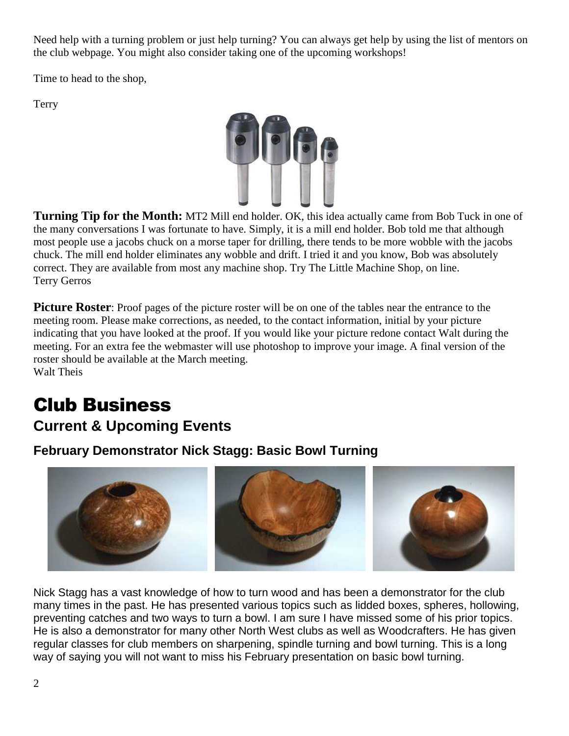Need help with a turning problem or just help turning? You can always get help by using the list of mentors on the club webpage. You might also consider taking one of the upcoming workshops!

Time to head to the shop,

Terry

**Turning Tip for the Month:** MT2 Mill end holder. OK, this idea actually came from Bob Tuck in one of the many conversations I was fortunate to have. Simply, it is a mill end holder. Bob told me that although most people use a jacobs chuck on a morse taper for drilling, there tends to be more wobble with the jacobs chuck. The mill end holder eliminates any wobble and drift. I tried it and you know, Bob was absolutely correct. They are available from most any machine shop. Try The Little Machine Shop, on line.
Terry Gerros

**Picture Roster**: Proof pages of the picture roster will be on one of the tables near the entrance to the meeting room. Please make corrections, as needed, to the contact information, initial by your picture indicating that you have looked at the proof. If you would like your picture redone contact Walt during the meeting. For an extra fee the webmaster will use photoshop to improve your image. A final version of the roster should be available at the March meeting.
Walt Theis

# Club Business

## Current & Upcoming Events

### February Demonstrator Nick Stagg: Basic Bowl Turning

Nick Stagg has a vast knowledge of how to turn wood and has been a demonstrator for the club many times in the past. He has presented various topics such as lidded boxes, spheres, hollowing, preventing catches and two ways to turn a bowl. I am sure I have missed some of his prior topics. He is also a demonstrator for many other North West clubs as well as Woodcrafters. He has given regular classes for club members on sharpening, spindle turning and bowl turning. This is a long way of saying you will not want to miss his February presentation on basic bowl turning.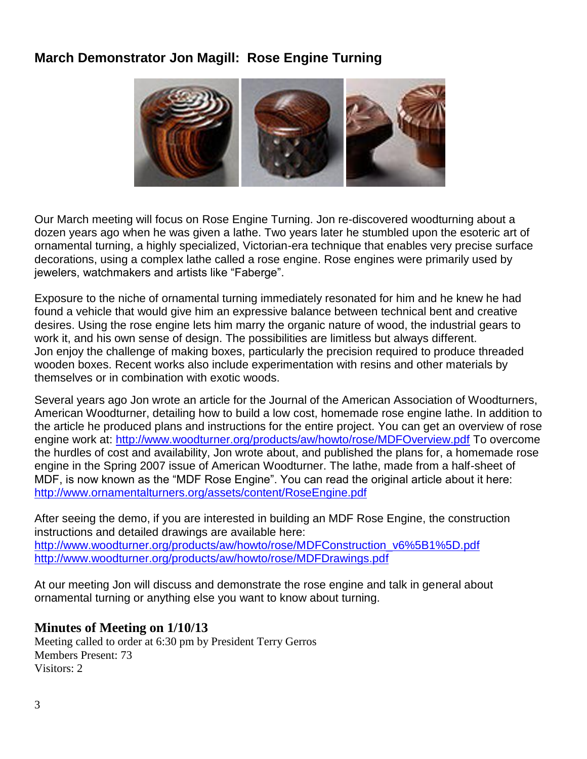## March Demonstrator Jon Magill: Rose Engine Turning

Our March meeting will focus on Rose Engine Turning. Jon re-discovered woodturning about a dozen years ago when he was given a lathe. Two years later he stumbled upon the esoteric art of ornamental turning, a highly specialized, Victorian-era technique that enables very precise surface decorations, using a complex lathe called a rose engine. Rose engines were primarily used by jewelers, watchmakers and artists like "Faberge".

Exposure to the niche of ornamental turning immediately resonated for him and he knew he had found a vehicle that would give him an expressive balance between technical bent and creative desires. Using the rose engine lets him marry the organic nature of wood, the industrial gears to work it, and his own sense of design. The possibilities are limitless but always different. Jon enjoy the challenge of making boxes, particularly the precision required to produce threaded wooden boxes. Recent works also include experimentation with resins and other materials by themselves or in combination with exotic woods.

Several years ago Jon wrote an article for the Journal of the American Association of Woodturners, American Woodturner, detailing how to build a low cost, homemade rose engine lathe. In addition to the article he produced plans and instructions for the entire project. You can get an overview of rose engine work at: http://www.woodturner.org/products/aw/howto/rose/MDFOverview.pdf To overcome the hurdles of cost and availability, Jon wrote about, and published the plans for, a homemade rose engine in the Spring 2007 issue of American Woodturner. The lathe, made from a half-sheet of MDF, is now known as the "MDF Rose Engine". You can read the original article about it here: http://www.ornamentalturners.org/assets/content/RoseEngine.pdf

After seeing the demo, if you are interested in building an MDF Rose Engine, the construction instructions and detailed drawings are available here:
http://www.woodturner.org/products/aw/howto/rose/MDFConstruction_v6%5B1%5D.pdf
http://www.woodturner.org/products/aw/howto/rose/MDFDrawings.pdf

At our meeting Jon will discuss and demonstrate the rose engine and talk in general about ornamental turning or anything else you want to know about turning.

### Minutes of Meeting on 1/10/13

Meeting called to order at 6:30 pm by President Terry Gerros
Members Present: 73
Visitors: 2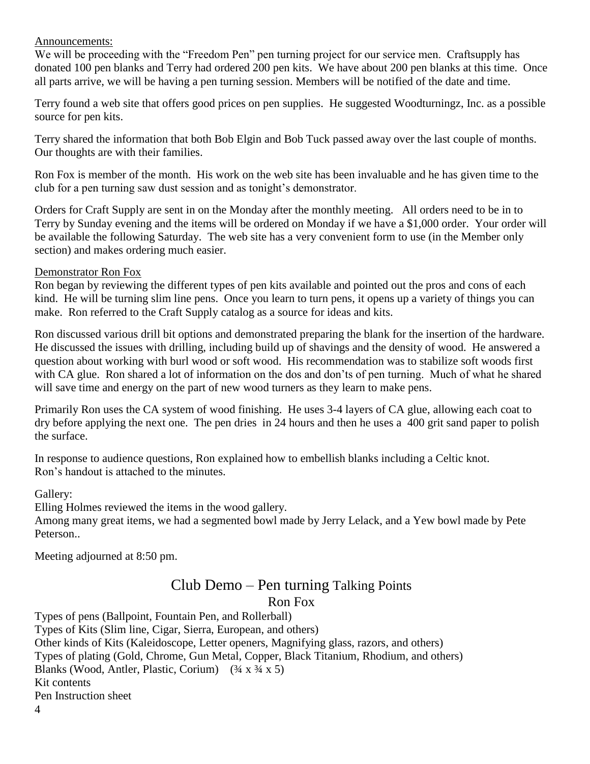Announcements:

We will be proceeding with the "Freedom Pen" pen turning project for our service men. Craftsupply has donated 100 pen blanks and Terry had ordered 200 pen kits. We have about 200 pen blanks at this time. Once all parts arrive, we will be having a pen turning session. Members will be notified of the date and time.

Terry found a web site that offers good prices on pen supplies. He suggested Woodturningz, Inc. as a possible source for pen kits.

Terry shared the information that both Bob Elgin and Bob Tuck passed away over the last couple of months. Our thoughts are with their families.

Ron Fox is member of the month. His work on the web site has been invaluable and he has given time to the club for a pen turning saw dust session and as tonight's demonstrator.

Orders for Craft Supply are sent in on the Monday after the monthly meeting. All orders need to be in to Terry by Sunday evening and the items will be ordered on Monday if we have a $1,000 order. Your order will be available the following Saturday. The web site has a very convenient form to use (in the Member only section) and makes ordering much easier.

Demonstrator Ron Fox

Ron began by reviewing the different types of pen kits available and pointed out the pros and cons of each kind. He will be turning slim line pens. Once you learn to turn pens, it opens up a variety of things you can make. Ron referred to the Craft Supply catalog as a source for ideas and kits.

Ron discussed various drill bit options and demonstrated preparing the blank for the insertion of the hardware. He discussed the issues with drilling, including build up of shavings and the density of wood. He answered a question about working with burl wood or soft wood. His recommendation was to stabilize soft woods first with CA glue. Ron shared a lot of information on the dos and don'ts of pen turning. Much of what he shared will save time and energy on the part of new wood turners as they learn to make pens.

Primarily Ron uses the CA system of wood finishing. He uses 3-4 layers of CA glue, allowing each coat to dry before applying the next one. The pen dries in 24 hours and then he uses a 400 grit sand paper to polish the surface.

In response to audience questions, Ron explained how to embellish blanks including a Celtic knot.
Ron's handout is attached to the minutes.

Gallery:
Elling Holmes reviewed the items in the wood gallery.
Among many great items, we had a segmented bowl made by Jerry Lelack, and a Yew bowl made by Pete Peterson..

Meeting adjourned at 8:50 pm.

## Club Demo – Pen turning Talking Points

### Ron Fox

Types of pens (Ballpoint, Fountain Pen, and Rollerball)
Types of Kits (Slim line, Cigar, Sierra, European, and others)
Other kinds of Kits (Kaleidoscope, Letter openers, Magnifying glass, razors, and others)
Types of plating (Gold, Chrome, Gun Metal, Copper, Black Titanium, Rhodium, and others)
Blanks (Wood, Antler, Plastic, Corium) (¾ x ¾ x 5)
Kit contents
Pen Instruction sheet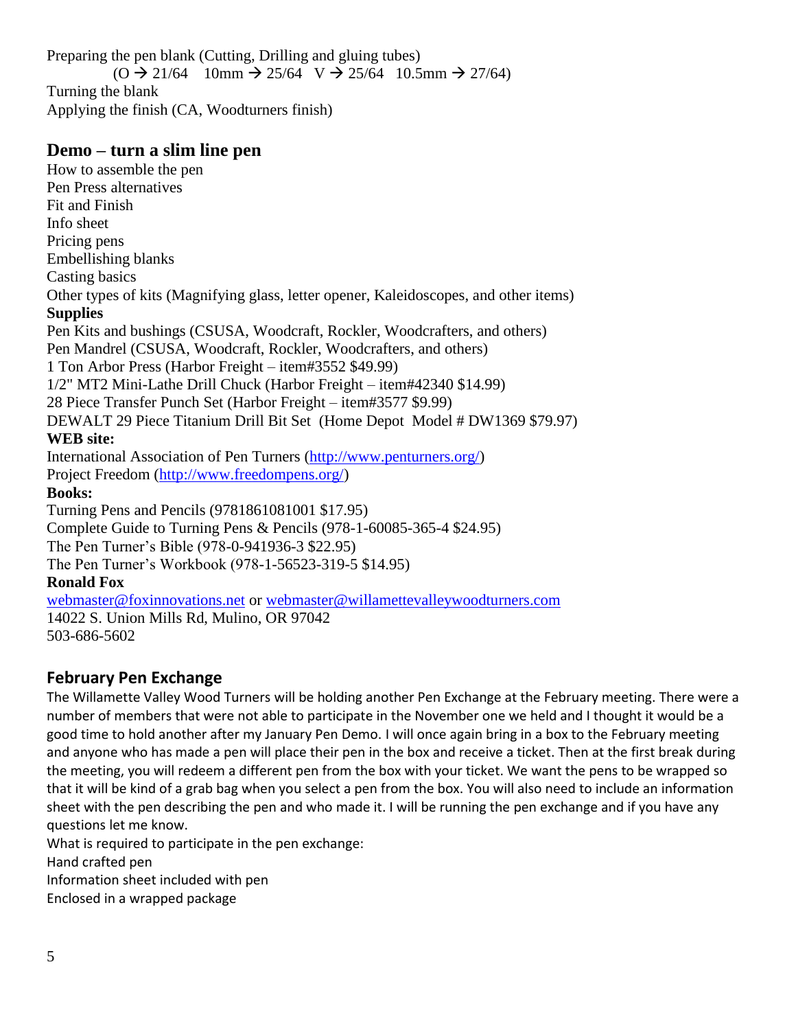Preparing the pen blank (Cutting, Drilling and gluing tubes)

(O → 21/64 10mm → 25/64 V → 25/64 10.5mm → 27/64)

Turning the blank

Applying the finish (CA, Woodturners finish)

## Demo – turn a slim line pen

How to assemble the pen

Pen Press alternatives

Fit and Finish

Info sheet

Pricing pens

Embellishing blanks

Casting basics

Other types of kits (Magnifying glass, letter opener, Kaleidoscopes, and other items)

**Supplies**

Pen Kits and bushings (CSUSA, Woodcraft, Rockler, Woodcrafters, and others)

Pen Mandrel (CSUSA, Woodcraft, Rockler, Woodcrafters, and others)

1 Ton Arbor Press (Harbor Freight – item#3552 $49.99)

1/2" MT2 Mini-Lathe Drill Chuck (Harbor Freight – item#42340 $14.99)

28 Piece Transfer Punch Set (Harbor Freight – item#3577 $9.99)

DEWALT 29 Piece Titanium Drill Bit Set (Home Depot Model # DW1369 $79.97)

**WEB site:**

International Association of Pen Turners (http://www.penturners.org/)

Project Freedom (http://www.freedompens.org/)

**Books:**

Turning Pens and Pencils (9781861081001 $17.95)

Complete Guide to Turning Pens & Pencils (978-1-60085-365-4 $24.95)

The Pen Turner's Bible (978-0-941936-3 $22.95)

The Pen Turner's Workbook (978-1-56523-319-5 $14.95)

**Ronald Fox**

webmaster@foxinnovations.net or webmaster@willamettevalleywoodturners.com

14022 S. Union Mills Rd, Mulino, OR 97042

503-686-5602

## February Pen Exchange

The Willamette Valley Wood Turners will be holding another Pen Exchange at the February meeting. There were a number of members that were not able to participate in the November one we held and I thought it would be a good time to hold another after my January Pen Demo. I will once again bring in a box to the February meeting and anyone who has made a pen will place their pen in the box and receive a ticket. Then at the first break during the meeting, you will redeem a different pen from the box with your ticket. We want the pens to be wrapped so that it will be kind of a grab bag when you select a pen from the box. You will also need to include an information sheet with the pen describing the pen and who made it. I will be running the pen exchange and if you have any questions let me know.

What is required to participate in the pen exchange:

Hand crafted pen

Information sheet included with pen

Enclosed in a wrapped package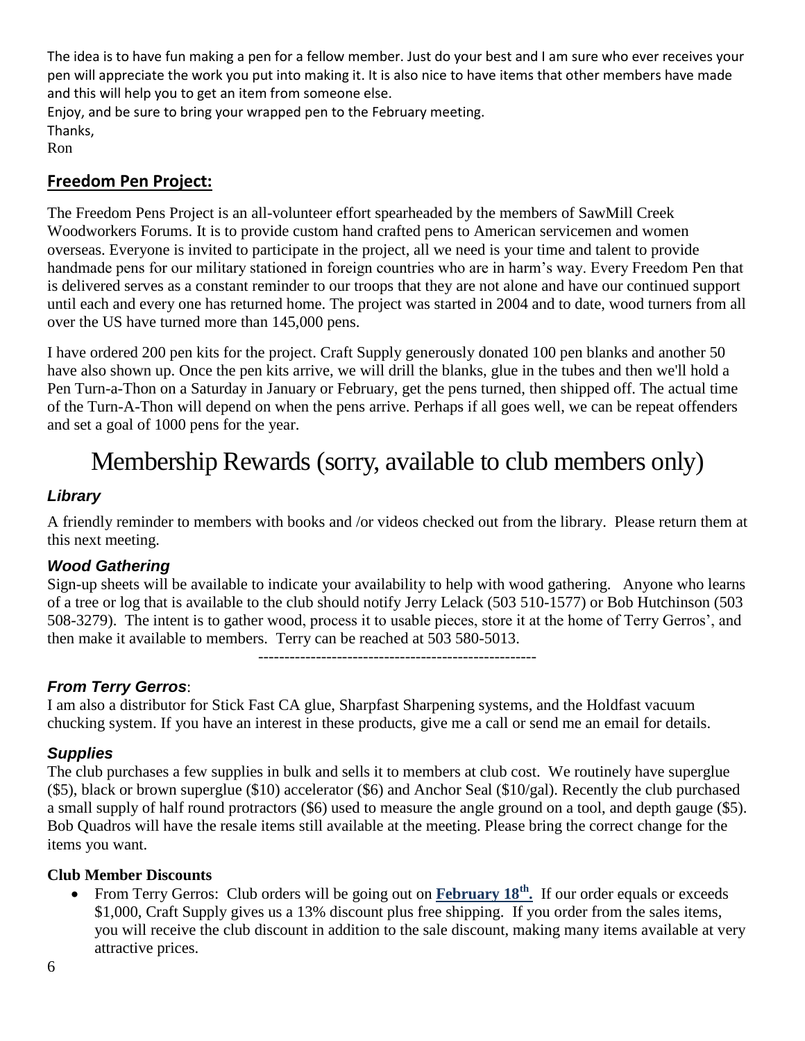The idea is to have fun making a pen for a fellow member. Just do your best and I am sure who ever receives your pen will appreciate the work you put into making it. It is also nice to have items that other members have made and this will help you to get an item from someone else.

Enjoy, and be sure to bring your wrapped pen to the February meeting.

Thanks,

Ron

## Freedom Pen Project:

The Freedom Pens Project is an all-volunteer effort spearheaded by the members of SawMill Creek Woodworkers Forums. It is to provide custom hand crafted pens to American servicemen and women overseas. Everyone is invited to participate in the project, all we need is your time and talent to provide handmade pens for our military stationed in foreign countries who are in harm's way. Every Freedom Pen that is delivered serves as a constant reminder to our troops that they are not alone and have our continued support until each and every one has returned home. The project was started in 2004 and to date, wood turners from all over the US have turned more than 145,000 pens.

I have ordered 200 pen kits for the project. Craft Supply generously donated 100 pen blanks and another 50 have also shown up. Once the pen kits arrive, we will drill the blanks, glue in the tubes and then we'll hold a Pen Turn-a-Thon on a Saturday in January or February, get the pens turned, then shipped off. The actual time of the Turn-A-Thon will depend on when the pens arrive. Perhaps if all goes well, we can be repeat offenders and set a goal of 1000 pens for the year.

# Membership Rewards (sorry, available to club members only)

### *Library*

A friendly reminder to members with books and /or videos checked out from the library. Please return them at this next meeting.

### *Wood Gathering*

Sign-up sheets will be available to indicate your availability to help with wood gathering. Anyone who learns of a tree or log that is available to the club should notify Jerry Lelack (503 510-1577) or Bob Hutchinson (503 508-3279). The intent is to gather wood, process it to usable pieces, store it at the home of Terry Gerros', and then make it available to members. Terry can be reached at 503 580-5013.

-----------------------------------------------------

### *From Terry Gerros*:

I am also a distributor for Stick Fast CA glue, Sharpfast Sharpening systems, and the Holdfast vacuum chucking system. If you have an interest in these products, give me a call or send me an email for details.

### *Supplies*

The club purchases a few supplies in bulk and sells it to members at club cost. We routinely have superglue ($5), black or brown superglue ($10) accelerator ($6) and Anchor Seal ($10/gal). Recently the club purchased a small supply of half round protractors ($6) used to measure the angle ground on a tool, and depth gauge ($5). Bob Quadros will have the resale items still available at the meeting. Please bring the correct change for the items you want.

**Club Member Discounts**

- From Terry Gerros: Club orders will be going out on **February 18th.** If our order equals or exceeds $1,000, Craft Supply gives us a 13% discount plus free shipping. If you order from the sales items, you will receive the club discount in addition to the sale discount, making many items available at very attractive prices.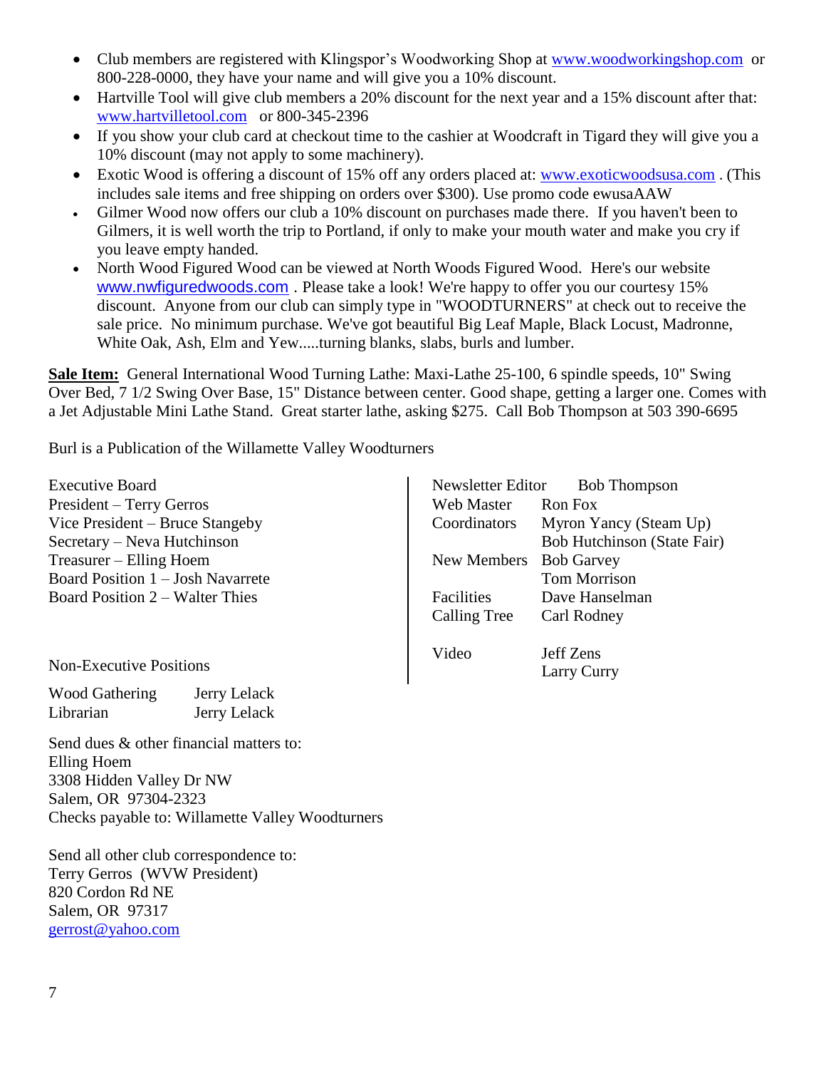- Club members are registered with Klingspor's Woodworking Shop at www.woodworkingshop.com or 800-228-0000, they have your name and will give you a 10% discount.
- Hartville Tool will give club members a 20% discount for the next year and a 15% discount after that: www.hartvilletool.com or 800-345-2396
- If you show your club card at checkout time to the cashier at Woodcraft in Tigard they will give you a 10% discount (may not apply to some machinery).
- Exotic Wood is offering a discount of 15% off any orders placed at: www.exoticwoodsusa.com . (This includes sale items and free shipping on orders over $300). Use promo code ewusaAAW
- Gilmer Wood now offers our club a 10% discount on purchases made there. If you haven't been to Gilmers, it is well worth the trip to Portland, if only to make your mouth water and make you cry if you leave empty handed.
- North Wood Figured Wood can be viewed at North Woods Figured Wood. Here's our website www.nwfiguredwoods.com . Please take a look! We're happy to offer you our courtesy 15% discount. Anyone from our club can simply type in "WOODTURNERS" at check out to receive the sale price. No minimum purchase. We've got beautiful Big Leaf Maple, Black Locust, Madronne, White Oak, Ash, Elm and Yew.....turning blanks, slabs, burls and lumber.

**Sale Item:** General International Wood Turning Lathe: Maxi-Lathe 25-100, 6 spindle speeds, 10" Swing Over Bed, 7 1/2 Swing Over Base, 15" Distance between center. Good shape, getting a larger one. Comes with a Jet Adjustable Mini Lathe Stand. Great starter lathe, asking $275. Call Bob Thompson at 503 390-6695

Burl is a Publication of the Willamette Valley Woodturners

Executive Board
President – Terry Gerros
Vice President – Bruce Stangeby
Secretary – Neva Hutchinson
Treasurer – Elling Hoem
Board Position 1 – Josh Navarrete
Board Position 2 – Walter Thies

Non-Executive Positions

| | |
|---|---|
| Wood Gathering | Jerry Lelack |
| Librarian | Jerry Lelack |

Send dues & other financial matters to:
Elling Hoem
3308 Hidden Valley Dr NW
Salem, OR 97304-2323
Checks payable to: Willamette Valley Woodturners

Send all other club correspondence to:
Terry Gerros (WVW President)
820 Cordon Rd NE
Salem, OR 97317
gerrost@yahoo.com

| | |
|---|---|
| Newsletter Editor | Bob Thompson |
| Web Master | Ron Fox |
| Coordinators | Myron Yancy (Steam Up) |
| | Bob Hutchinson (State Fair) |
| New Members | Bob Garvey |
| | Tom Morrison |
| Facilities | Dave Hanselman |
| Calling Tree | Carl Rodney |
| Video | Jeff Zens |
| | Larry Curry |